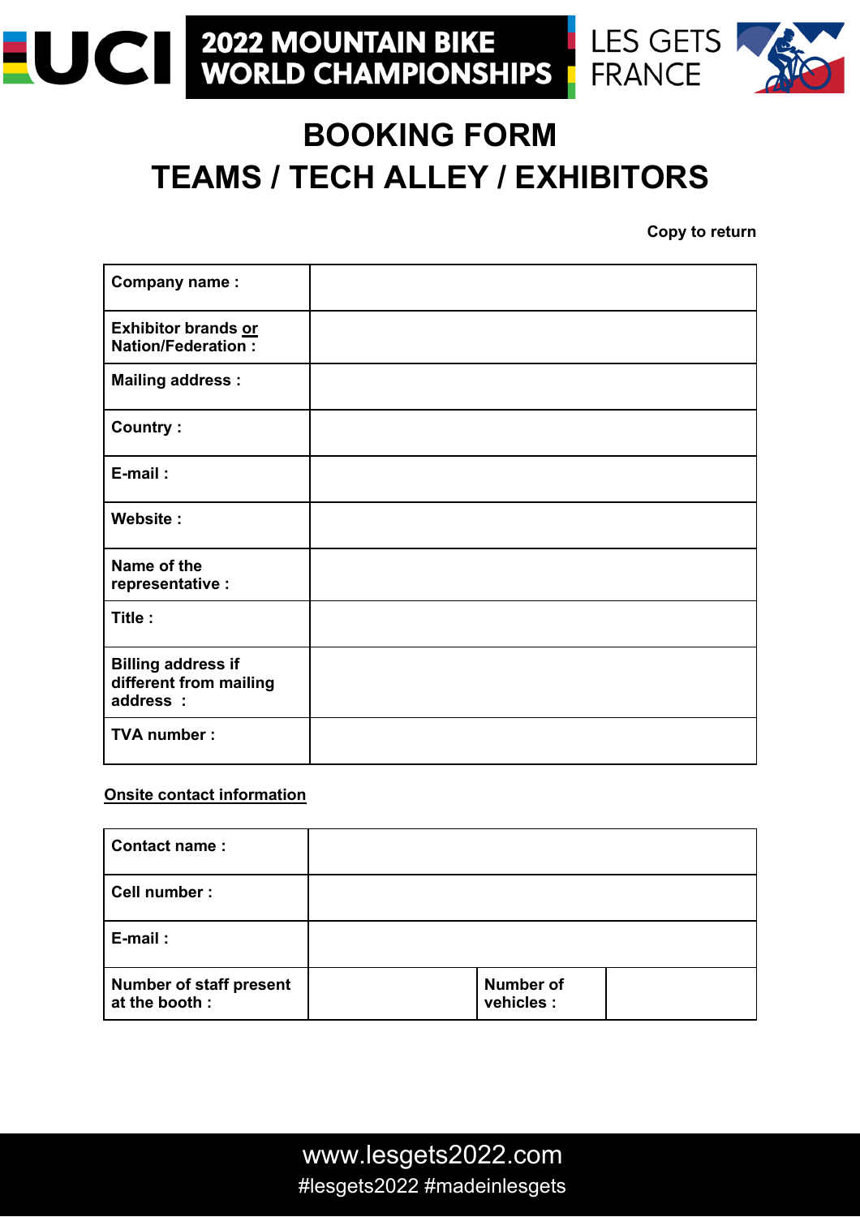UCI 2022 MOUNTAIN BIKE WORLD CHAMPIONSHIPS LES GETS FRANCE

# BOOKING FORM
# TEAMS / TECH ALLEY / EXHIBITORS

**Copy to return**

| | |
|---|---|
| **Company name :** | |
| **Exhibitor brands <u>or</u> Nation/Federation :** | |
| **Mailing address :** | |
| **Country :** | |
| **E-mail :** | |
| **Website :** | |
| **Name of the representative :** | |
| **Title :** | |
| **Billing address if different from mailing address :** | |
| **TVA number :** | |

**<u>Onsite contact information</u>**

| | | | |
|---|---|---|---|
| **Contact name :** | | | |
| **Cell number :** | | | |
| **E-mail :** | | | |
| **Number of staff present at the booth :** | | **Number of vehicles :** | |

www.lesgets2022.com
#lesgets2022 #madeinlesgets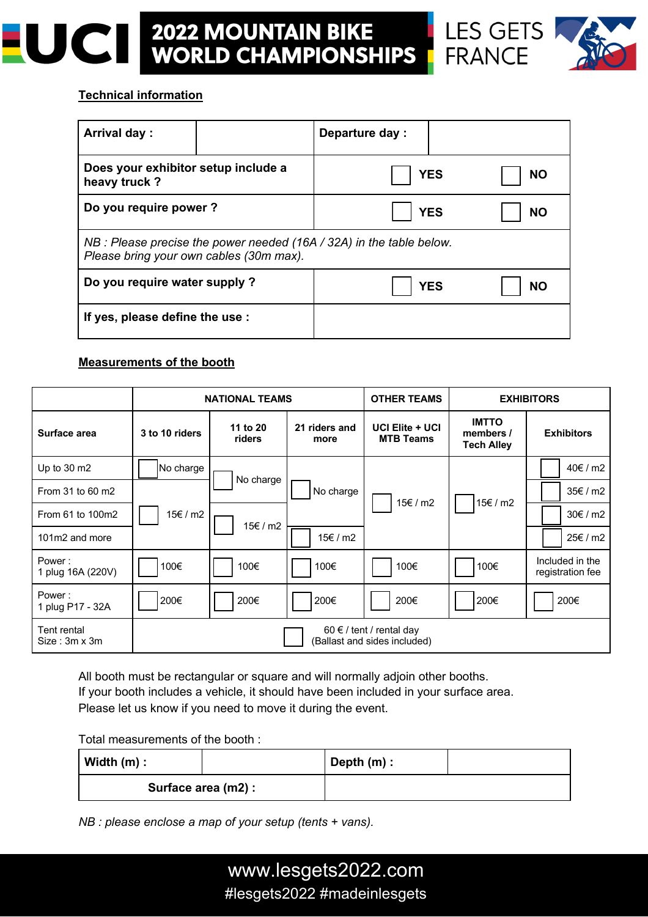## Technical information

| Arrival day : | | Departure day : | |
|---|---|---|---|
| Does your exhibitor setup include a heavy truck ? | | ☐ YES | ☐ NO |
| Do you require power ? | | ☐ YES | ☐ NO |
| *NB : Please precise the power needed (16A / 32A) in the table below. Please bring your own cables (30m max).* | | | |
| Do you require water supply ? | | ☐ YES | ☐ NO |
| If yes, please define the use : | | | |

## Measurements of the booth

| | NATIONAL TEAMS | | | OTHER TEAMS | EXHIBITORS | |
|---|---|---|---|---|---|---|
| **Surface area** | **3 to 10 riders** | **11 to 20 riders** | **21 riders and more** | **UCI Elite + UCI MTB Teams** | **IMTTO members / Tech Alley** | **Exhibitors** |
| Up to 30 m2 | ☐ No charge | ☐ No charge | ☐ No charge | ☐ 15€ / m2 | ☐ 15€ / m2 | ☐ 40€ / m2 |
| From 31 to 60 m2 | ☐ 15€ / m2 | ☐ No charge | ☐ No charge | ☐ 15€ / m2 | ☐ 15€ / m2 | ☐ 35€ / m2 |
| From 61 to 100m2 | ☐ 15€ / m2 | ☐ 15€ / m2 | ☐ No charge | ☐ 15€ / m2 | ☐ 15€ / m2 | ☐ 30€ / m2 |
| 101m2 and more | ☐ 15€ / m2 | ☐ 15€ / m2 | ☐ 15€ / m2 | ☐ 15€ / m2 | ☐ 15€ / m2 | ☐ 25€ / m2 |
| Power : 1 plug 16A (220V) | ☐ 100€ | ☐ 100€ | ☐ 100€ | ☐ 100€ | ☐ 100€ | Included in the registration fee |
| Power : 1 plug P17 - 32A | ☐ 200€ | ☐ 200€ | ☐ 200€ | ☐ 200€ | ☐ 200€ | ☐ 200€ |
| Tent rental Size : 3m x 3m | ☐ 60 € / tent / rental day (Ballast and sides included) | | | | | |

All booth must be rectangular or square and will normally adjoin other booths.
If your booth includes a vehicle, it should have been included in your surface area.
Please let us know if you need to move it during the event.

Total measurements of the booth :

| Width (m) : | | Depth (m) : | |
|---|---|---|---|
| Surface area (m2) : | | | |

*NB : please enclose a map of your setup (tents + vans).*

www.lesgets2022.com
#lesgets2022 #madeinlesgets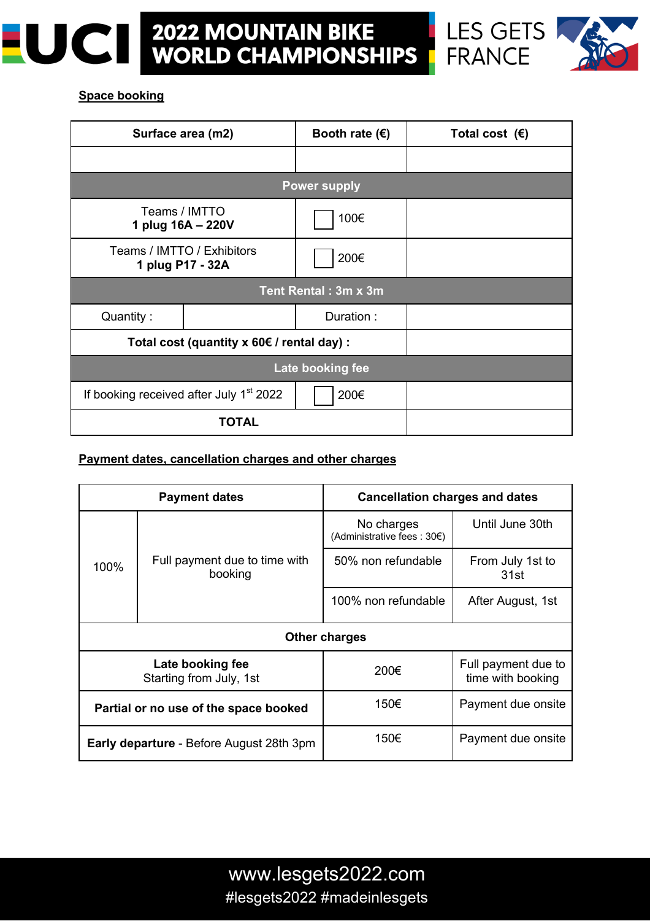**Space booking**

| Surface area (m2) | | Booth rate (€) | Total cost (€) |
|---|---|---|---|
| | | | |
| **Power supply** | | | |
| Teams / IMTTO **1 plug 16A – 220V** | | ☐ 100€ | |
| Teams / IMTTO / Exhibitors **1 plug P17 - 32A** | | ☐ 200€ | |
| **Tent Rental : 3m x 3m** | | | |
| Quantity : | | Duration : | |
| **Total cost (quantity x 60€ / rental day) :** | | | |
| **Late booking fee** | | | |
| If booking received after July 1st 2022 | | ☐ 200€ | |
| **TOTAL** | | | |

**Payment dates, cancellation charges and other charges**

| Payment dates | | Cancellation charges and dates | |
|---|---|---|---|
| 100% | Full payment due to time with booking | No charges (Administrative fees : 30€) | Until June 30th |
| | | 50% non refundable | From July 1st to 31st |
| | | 100% non refundable | After August, 1st |
| **Other charges** | | | |
| **Late booking fee** Starting from July, 1st | | 200€ | Full payment due to time with booking |
| **Partial or no use of the space booked** | | 150€ | Payment due onsite |
| **Early departure** - Before August 28th 3pm | | 150€ | Payment due onsite |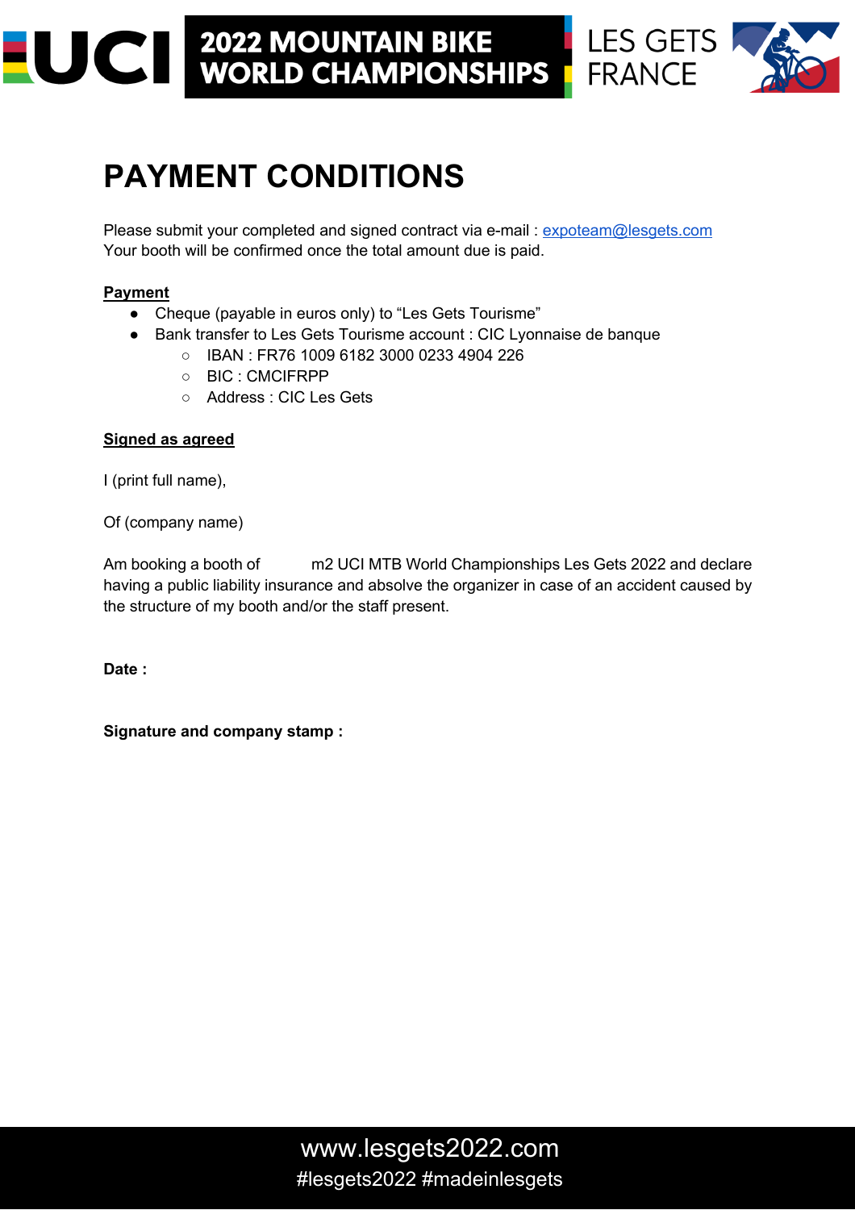# PAYMENT CONDITIONS

Please submit your completed and signed contract via e-mail : expoteam@lesgets.com
Your booth will be confirmed once the total amount due is paid.

**Payment**

- Cheque (payable in euros only) to "Les Gets Tourisme"
- Bank transfer to Les Gets Tourisme account : CIC Lyonnaise de banque
  - IBAN : FR76 1009 6182 3000 0233 4904 226
  - BIC : CMCIFRPP
  - Address : CIC Les Gets

**Signed as agreed**

I (print full name),

Of (company name)

Am booking a booth of        m2 UCI MTB World Championships Les Gets 2022 and declare having a public liability insurance and absolve the organizer in case of an accident caused by the structure of my booth and/or the staff present.

**Date :**

**Signature and company stamp :**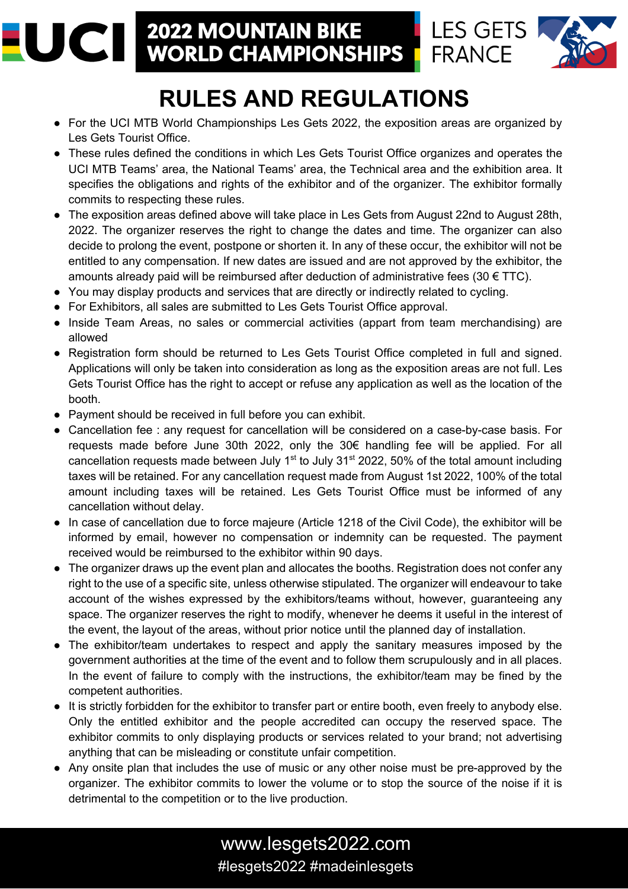# RULES AND REGULATIONS

- For the UCI MTB World Championships Les Gets 2022, the exposition areas are organized by Les Gets Tourist Office.
- These rules defined the conditions in which Les Gets Tourist Office organizes and operates the UCI MTB Teams' area, the National Teams' area, the Technical area and the exhibition area. It specifies the obligations and rights of the exhibitor and of the organizer. The exhibitor formally commits to respecting these rules.
- The exposition areas defined above will take place in Les Gets from August 22nd to August 28th, 2022. The organizer reserves the right to change the dates and time. The organizer can also decide to prolong the event, postpone or shorten it. In any of these occur, the exhibitor will not be entitled to any compensation. If new dates are issued and are not approved by the exhibitor, the amounts already paid will be reimbursed after deduction of administrative fees (30 € TTC).
- You may display products and services that are directly or indirectly related to cycling.
- For Exhibitors, all sales are submitted to Les Gets Tourist Office approval.
- Inside Team Areas, no sales or commercial activities (appart from team merchandising) are allowed
- Registration form should be returned to Les Gets Tourist Office completed in full and signed. Applications will only be taken into consideration as long as the exposition areas are not full. Les Gets Tourist Office has the right to accept or refuse any application as well as the location of the booth.
- Payment should be received in full before you can exhibit.
- Cancellation fee : any request for cancellation will be considered on a case-by-case basis. For requests made before June 30th 2022, only the 30€ handling fee will be applied. For all cancellation requests made between July 1st to July 31st 2022, 50% of the total amount including taxes will be retained. For any cancellation request made from August 1st 2022, 100% of the total amount including taxes will be retained. Les Gets Tourist Office must be informed of any cancellation without delay.
- In case of cancellation due to force majeure (Article 1218 of the Civil Code), the exhibitor will be informed by email, however no compensation or indemnity can be requested. The payment received would be reimbursed to the exhibitor within 90 days.
- The organizer draws up the event plan and allocates the booths. Registration does not confer any right to the use of a specific site, unless otherwise stipulated. The organizer will endeavour to take account of the wishes expressed by the exhibitors/teams without, however, guaranteeing any space. The organizer reserves the right to modify, whenever he deems it useful in the interest of the event, the layout of the areas, without prior notice until the planned day of installation.
- The exhibitor/team undertakes to respect and apply the sanitary measures imposed by the government authorities at the time of the event and to follow them scrupulously and in all places. In the event of failure to comply with the instructions, the exhibitor/team may be fined by the competent authorities.
- It is strictly forbidden for the exhibitor to transfer part or entire booth, even freely to anybody else. Only the entitled exhibitor and the people accredited can occupy the reserved space. The exhibitor commits to only displaying products or services related to your brand; not advertising anything that can be misleading or constitute unfair competition.
- Any onsite plan that includes the use of music or any other noise must be pre-approved by the organizer. The exhibitor commits to lower the volume or to stop the source of the noise if it is detrimental to the competition or to the live production.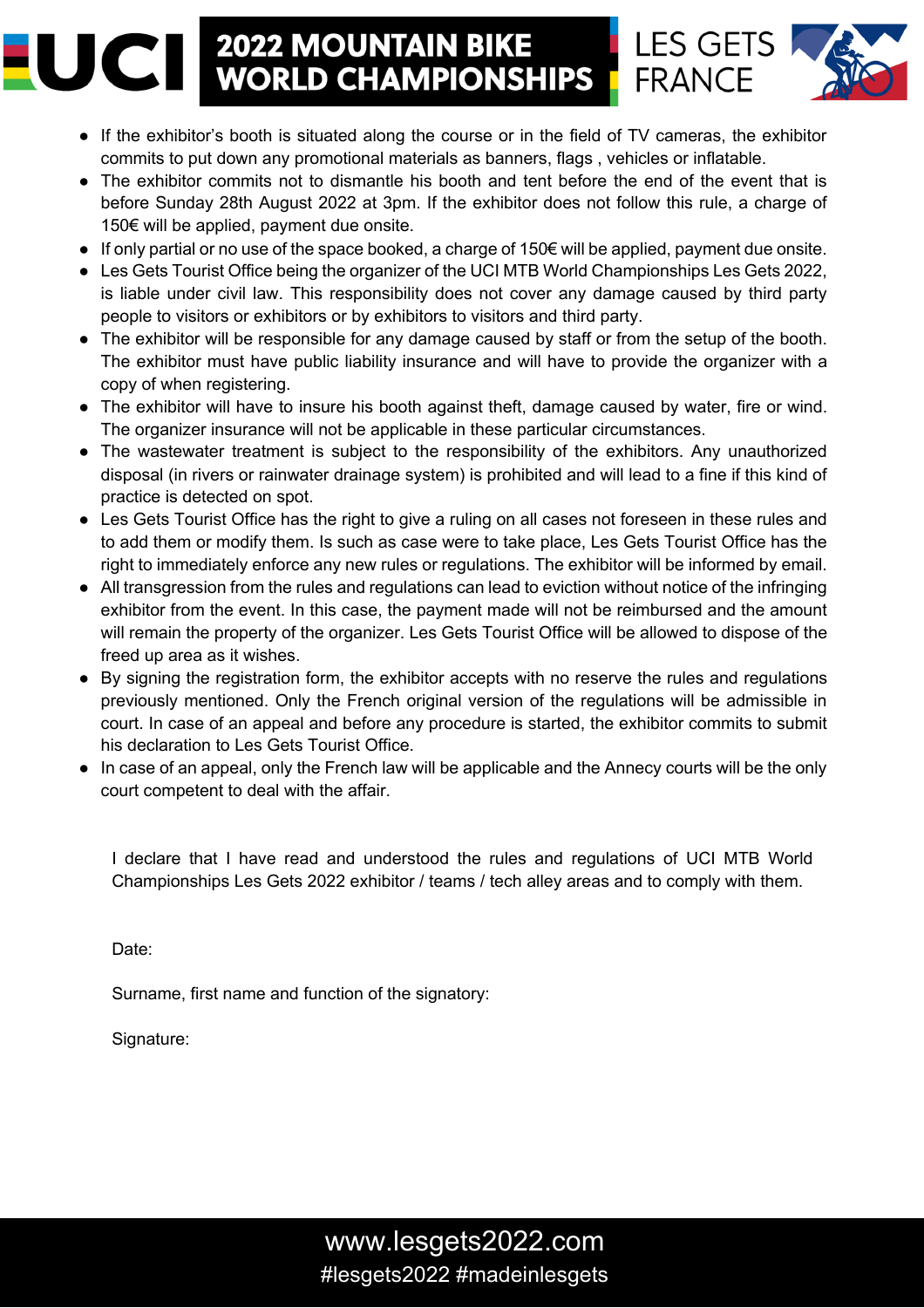- If the exhibitor's booth is situated along the course or in the field of TV cameras, the exhibitor commits to put down any promotional materials as banners, flags , vehicles or inflatable.
- The exhibitor commits not to dismantle his booth and tent before the end of the event that is before Sunday 28th August 2022 at 3pm. If the exhibitor does not follow this rule, a charge of 150€ will be applied, payment due onsite.
- If only partial or no use of the space booked, a charge of 150€ will be applied, payment due onsite.
- Les Gets Tourist Office being the organizer of the UCI MTB World Championships Les Gets 2022, is liable under civil law. This responsibility does not cover any damage caused by third party people to visitors or exhibitors or by exhibitors to visitors and third party.
- The exhibitor will be responsible for any damage caused by staff or from the setup of the booth. The exhibitor must have public liability insurance and will have to provide the organizer with a copy of when registering.
- The exhibitor will have to insure his booth against theft, damage caused by water, fire or wind. The organizer insurance will not be applicable in these particular circumstances.
- The wastewater treatment is subject to the responsibility of the exhibitors. Any unauthorized disposal (in rivers or rainwater drainage system) is prohibited and will lead to a fine if this kind of practice is detected on spot.
- Les Gets Tourist Office has the right to give a ruling on all cases not foreseen in these rules and to add them or modify them. Is such as case were to take place, Les Gets Tourist Office has the right to immediately enforce any new rules or regulations. The exhibitor will be informed by email.
- All transgression from the rules and regulations can lead to eviction without notice of the infringing exhibitor from the event. In this case, the payment made will not be reimbursed and the amount will remain the property of the organizer. Les Gets Tourist Office will be allowed to dispose of the freed up area as it wishes.
- By signing the registration form, the exhibitor accepts with no reserve the rules and regulations previously mentioned. Only the French original version of the regulations will be admissible in court. In case of an appeal and before any procedure is started, the exhibitor commits to submit his declaration to Les Gets Tourist Office.
- In case of an appeal, only the French law will be applicable and the Annecy courts will be the only court competent to deal with the affair.

I declare that I have read and understood the rules and regulations of UCI MTB World Championships Les Gets 2022 exhibitor / teams / tech alley areas and to comply with them.

Date:

Surname, first name and function of the signatory:

Signature: